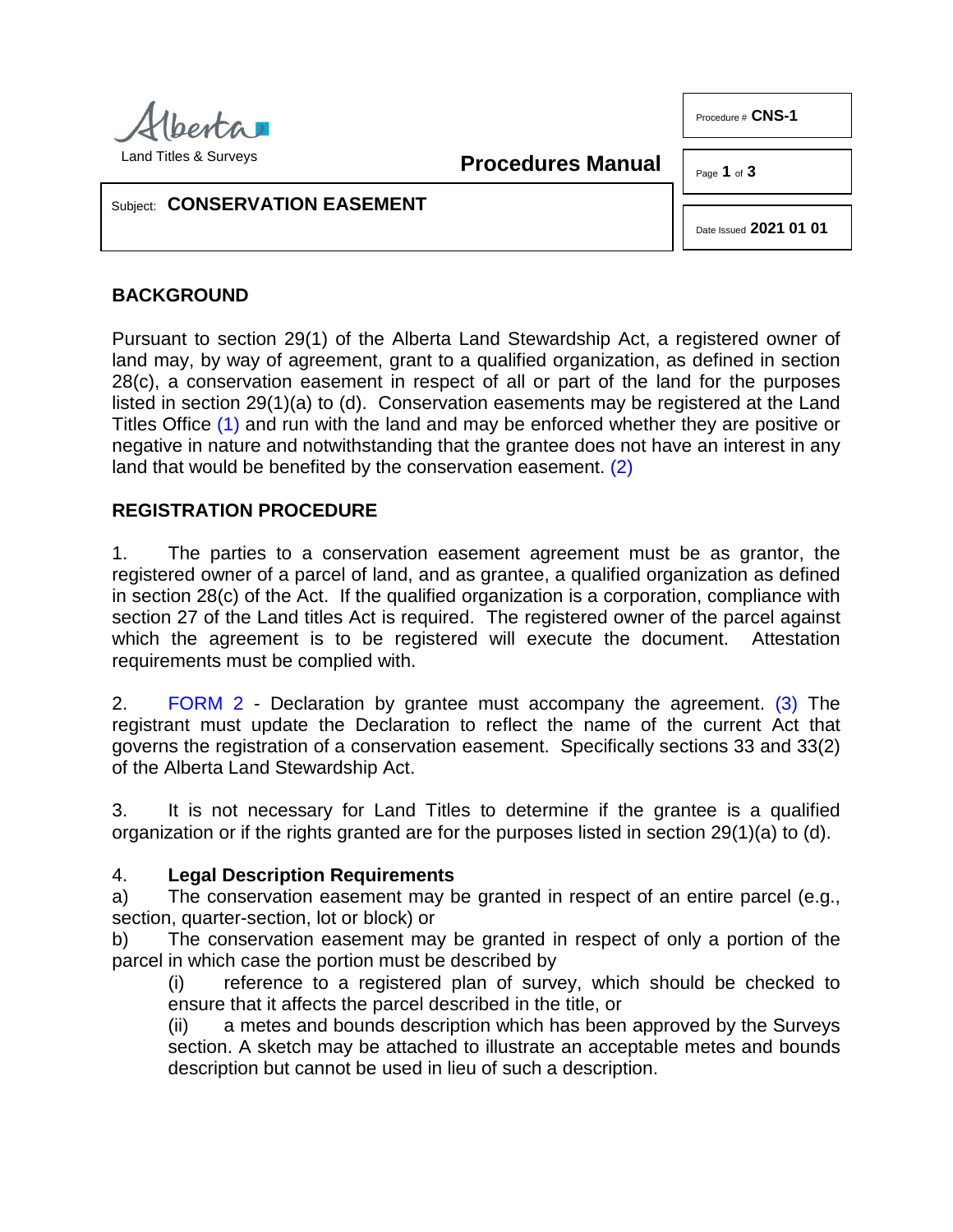Alberta
Land Titles & Surveys

**Procedures Manual**

Procedure # **CNS-1**

Subject: **CONSERVATION EASEMENT**

Date Issued **2021 01 01**

## BACKGROUND

Pursuant to section 29(1) of the Alberta Land Stewardship Act, a registered owner of land may, by way of agreement, grant to a qualified organization, as defined in section 28(c), a conservation easement in respect of all or part of the land for the purposes listed in section 29(1)(a) to (d). Conservation easements may be registered at the Land Titles Office (1) and run with the land and may be enforced whether they are positive or negative in nature and notwithstanding that the grantee does not have an interest in any land that would be benefited by the conservation easement. (2)

## REGISTRATION PROCEDURE

1. The parties to a conservation easement agreement must be as grantor, the registered owner of a parcel of land, and as grantee, a qualified organization as defined in section 28(c) of the Act. If the qualified organization is a corporation, compliance with section 27 of the Land titles Act is required. The registered owner of the parcel against which the agreement is to be registered will execute the document. Attestation requirements must be complied with.

2. FORM 2 - Declaration by grantee must accompany the agreement. (3) The registrant must update the Declaration to reflect the name of the current Act that governs the registration of a conservation easement. Specifically sections 33 and 33(2) of the Alberta Land Stewardship Act.

3. It is not necessary for Land Titles to determine if the grantee is a qualified organization or if the rights granted are for the purposes listed in section 29(1)(a) to (d).

4. **Legal Description Requirements**

a) The conservation easement may be granted in respect of an entire parcel (e.g., section, quarter-section, lot or block) or

b) The conservation easement may be granted in respect of only a portion of the parcel in which case the portion must be described by

   (i) reference to a registered plan of survey, which should be checked to ensure that it affects the parcel described in the title, or

   (ii) a metes and bounds description which has been approved by the Surveys section. A sketch may be attached to illustrate an acceptable metes and bounds description but cannot be used in lieu of such a description.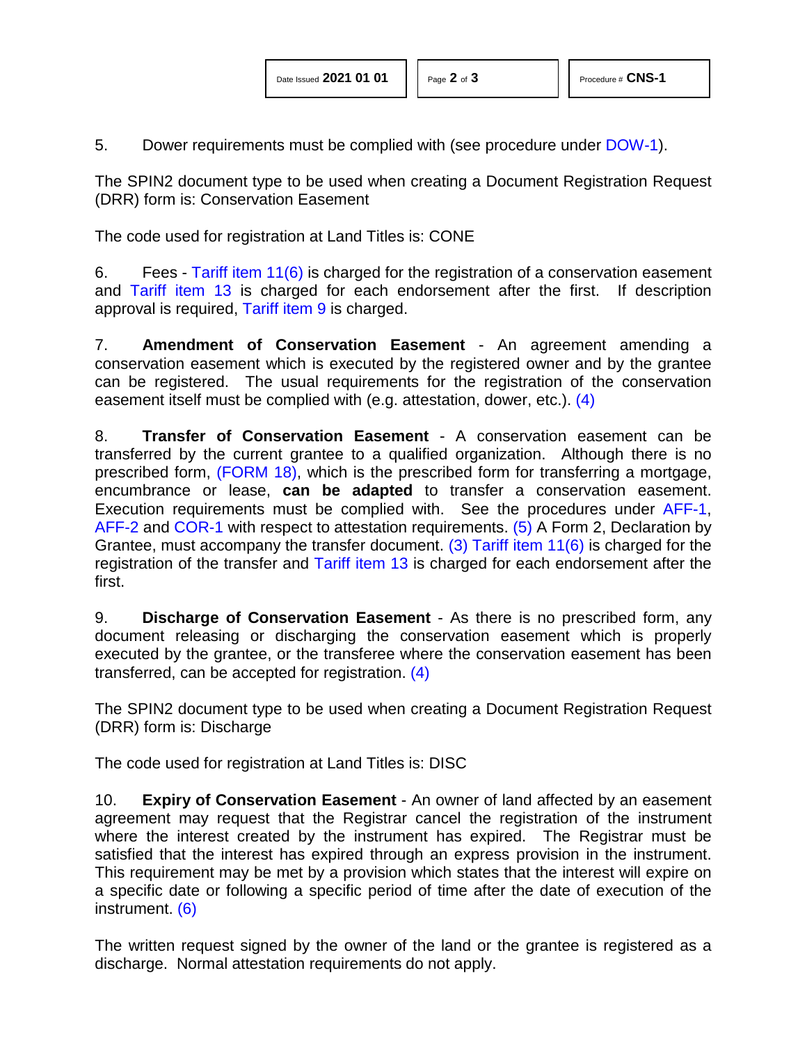5. Dower requirements must be complied with (see procedure under DOW-1).

The SPIN2 document type to be used when creating a Document Registration Request (DRR) form is: Conservation Easement

The code used for registration at Land Titles is: CONE

6. Fees - Tariff item 11(6) is charged for the registration of a conservation easement and Tariff item 13 is charged for each endorsement after the first. If description approval is required, Tariff item 9 is charged.

7. **Amendment of Conservation Easement** - An agreement amending a conservation easement which is executed by the registered owner and by the grantee can be registered. The usual requirements for the registration of the conservation easement itself must be complied with (e.g. attestation, dower, etc.). (4)

8. **Transfer of Conservation Easement** - A conservation easement can be transferred by the current grantee to a qualified organization. Although there is no prescribed form, (FORM 18), which is the prescribed form for transferring a mortgage, encumbrance or lease, **can be adapted** to transfer a conservation easement. Execution requirements must be complied with. See the procedures under AFF-1, AFF-2 and COR-1 with respect to attestation requirements. (5) A Form 2, Declaration by Grantee, must accompany the transfer document. (3) Tariff item 11(6) is charged for the registration of the transfer and Tariff item 13 is charged for each endorsement after the first.

9. **Discharge of Conservation Easement** - As there is no prescribed form, any document releasing or discharging the conservation easement which is properly executed by the grantee, or the transferee where the conservation easement has been transferred, can be accepted for registration. (4)

The SPIN2 document type to be used when creating a Document Registration Request (DRR) form is: Discharge

The code used for registration at Land Titles is: DISC

10. **Expiry of Conservation Easement** - An owner of land affected by an easement agreement may request that the Registrar cancel the registration of the instrument where the interest created by the instrument has expired. The Registrar must be satisfied that the interest has expired through an express provision in the instrument. This requirement may be met by a provision which states that the interest will expire on a specific date or following a specific period of time after the date of execution of the instrument. (6)

The written request signed by the owner of the land or the grantee is registered as a discharge. Normal attestation requirements do not apply.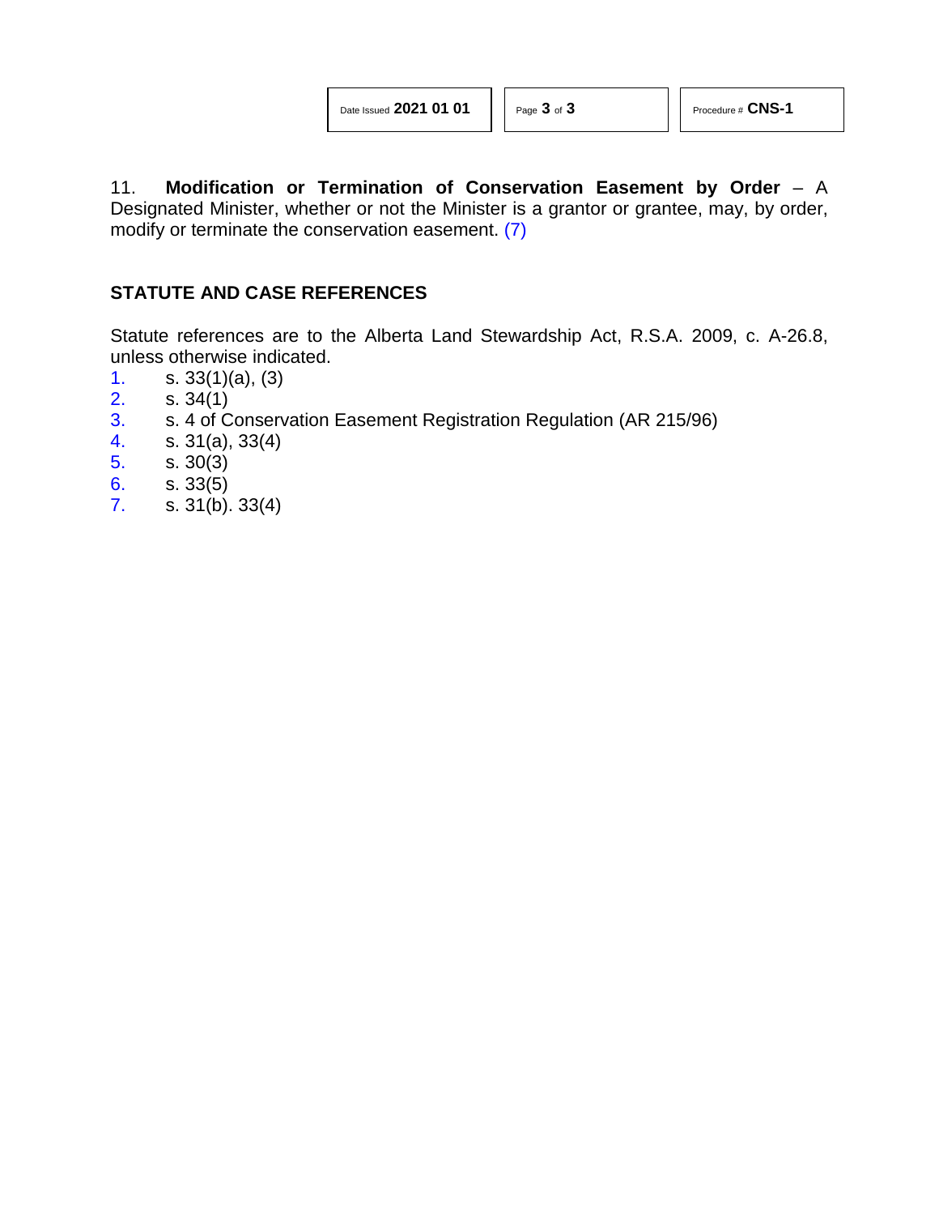11. **Modification or Termination of Conservation Easement by Order** – A Designated Minister, whether or not the Minister is a grantor or grantee, may, by order, modify or terminate the conservation easement. (7)

## STATUTE AND CASE REFERENCES

Statute references are to the Alberta Land Stewardship Act, R.S.A. 2009, c. A-26.8, unless otherwise indicated.

1. s. 33(1)(a), (3)
2. s. 34(1)
3. s. 4 of Conservation Easement Registration Regulation (AR 215/96)
4. s. 31(a), 33(4)
5. s. 30(3)
6. s. 33(5)
7. s. 31(b). 33(4)